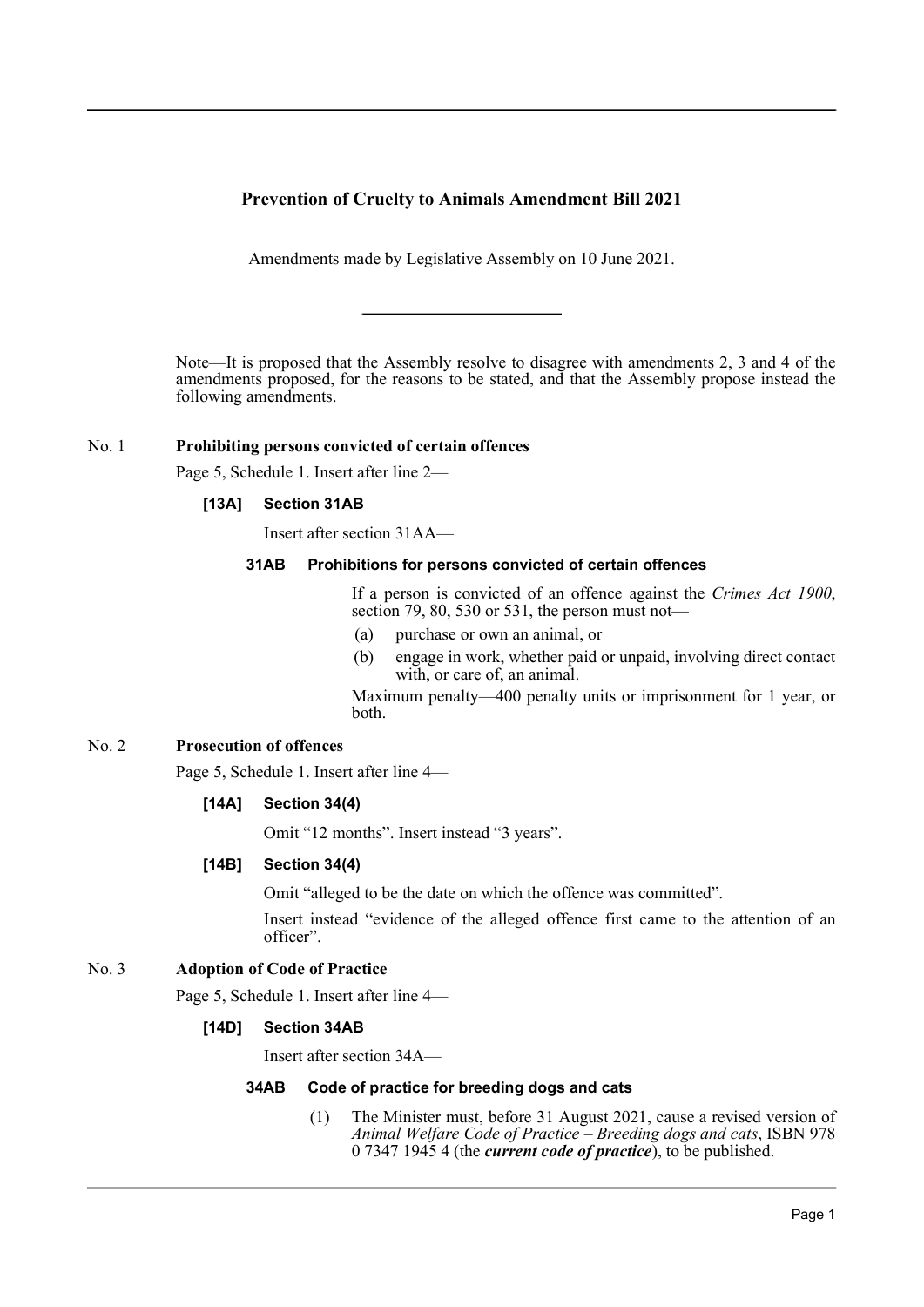# Prevention of Cruelty to Animals Amendment Bill 2021

Amendments made by Legislative Assembly on 10 June 2021.

---

Note—It is proposed that the Assembly resolve to disagree with amendments 2, 3 and 4 of the amendments proposed, for the reasons to be stated, and that the Assembly propose instead the following amendments.

## No. 1 Prohibiting persons convicted of certain offences

Page 5, Schedule 1. Insert after line 2—

**[13A] Section 31AB**

Insert after section 31AA—

**31AB Prohibitions for persons convicted of certain offences**

If a person is convicted of an offence against the *Crimes Act 1900*, section 79, 80, 530 or 531, the person must not—

(a) purchase or own an animal, or

(b) engage in work, whether paid or unpaid, involving direct contact with, or care of, an animal.

Maximum penalty—400 penalty units or imprisonment for 1 year, or both.

## No. 2 Prosecution of offences

Page 5, Schedule 1. Insert after line 4—

**[14A] Section 34(4)**

Omit "12 months". Insert instead "3 years".

**[14B] Section 34(4)**

Omit "alleged to be the date on which the offence was committed".

Insert instead "evidence of the alleged offence first came to the attention of an officer".

## No. 3 Adoption of Code of Practice

Page 5, Schedule 1. Insert after line 4—

**[14D] Section 34AB**

Insert after section 34A—

**34AB Code of practice for breeding dogs and cats**

(1) The Minister must, before 31 August 2021, cause a revised version of *Animal Welfare Code of Practice – Breeding dogs and cats*, ISBN 978 0 7347 1945 4 (the ***current code of practice***), to be published.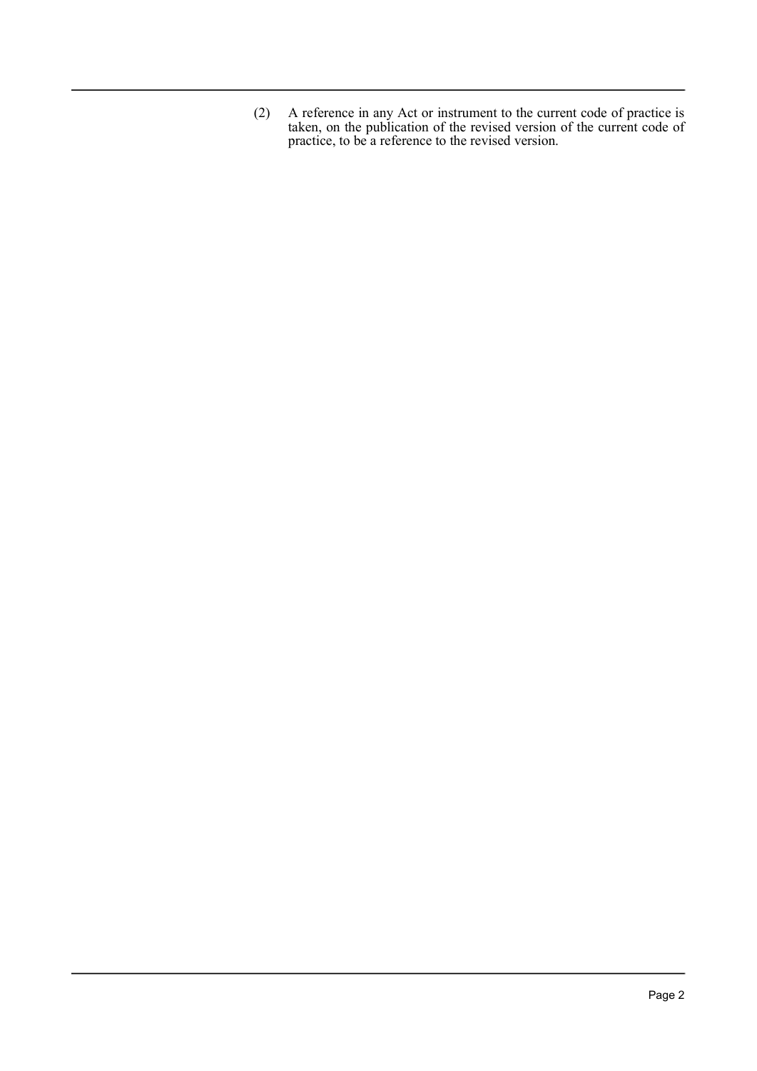(2) A reference in any Act or instrument to the current code of practice is taken, on the publication of the revised version of the current code of practice, to be a reference to the revised version.